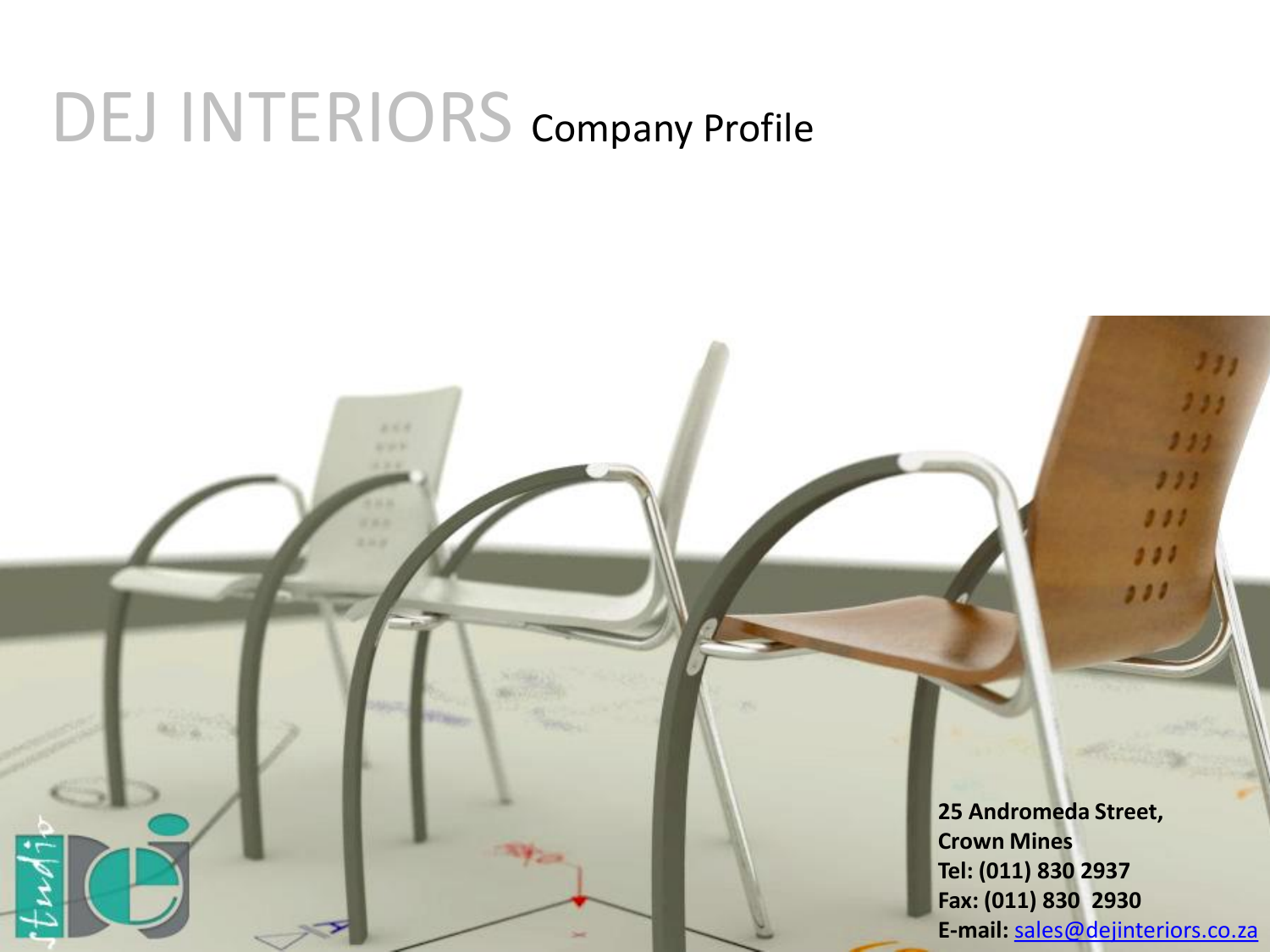# DEJ INTERIORS Company Profile

**25 Andromeda Street,**
**Crown Mines**
**Tel: (011) 830 2937**
**Fax: (011) 830 2930**
**E-mail:** sales@dejinteriors.co.za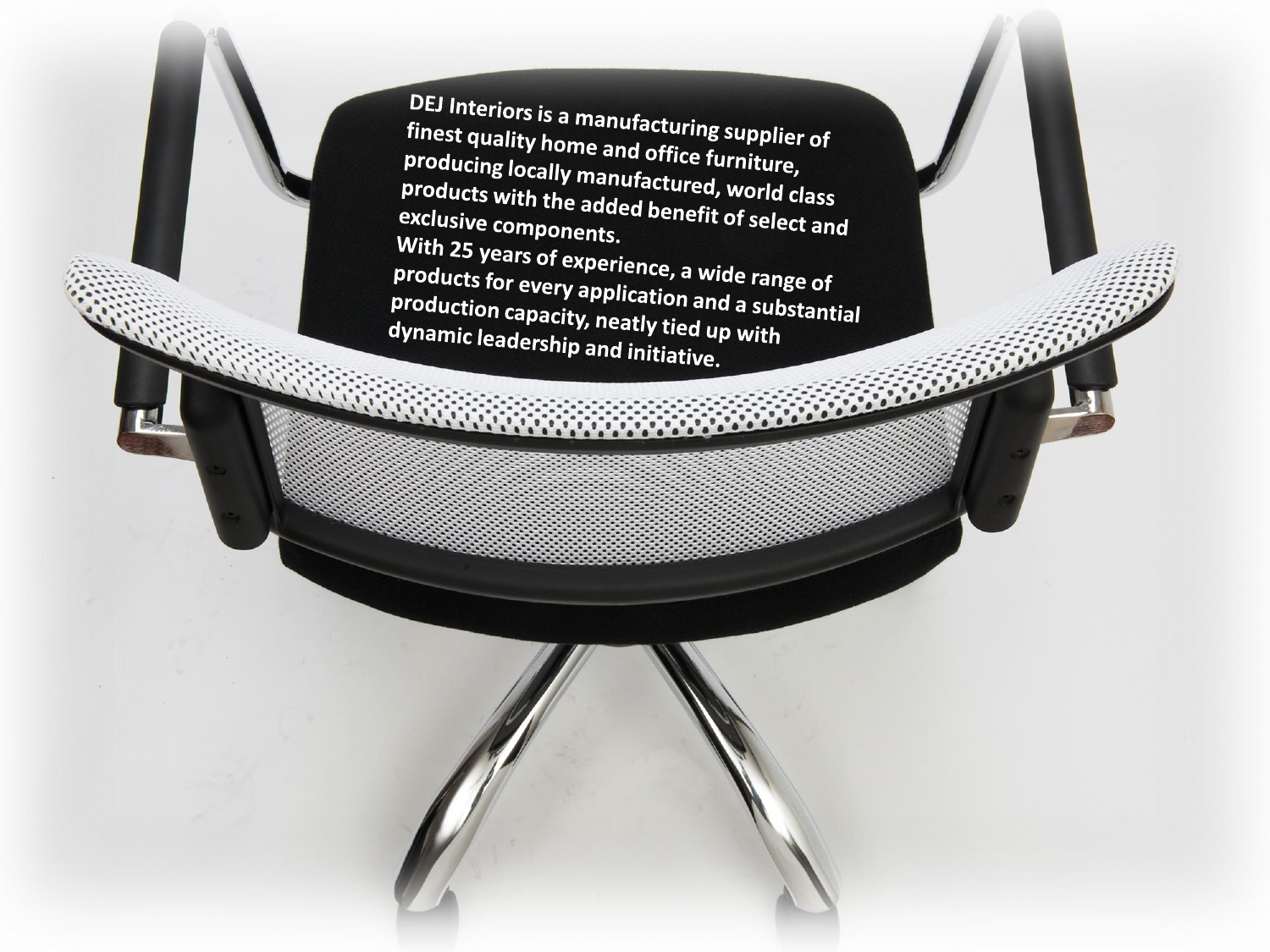DEJ Interiors is a manufacturing supplier of finest quality home and office furniture, producing locally manufactured, world class products with the added benefit of select and exclusive components.

With 25 years of experience, a wide range of products for every application and a substantial production capacity, neatly tied up with dynamic leadership and initiative.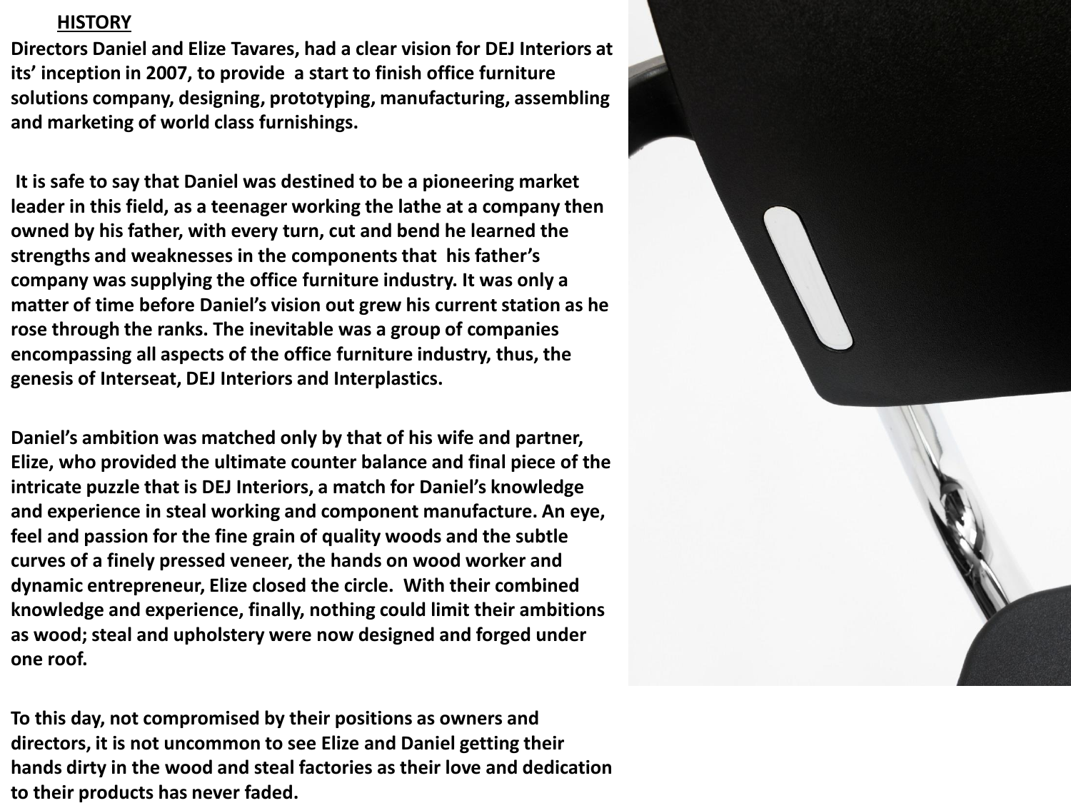## HISTORY

**Directors Daniel and Elize Tavares, had a clear vision for DEJ Interiors at its' inception in 2007, to provide a start to finish office furniture solutions company, designing, prototyping, manufacturing, assembling and marketing of world class furnishings.**

**It is safe to say that Daniel was destined to be a pioneering market leader in this field, as a teenager working the lathe at a company then owned by his father, with every turn, cut and bend he learned the strengths and weaknesses in the components that his father's company was supplying the office furniture industry. It was only a matter of time before Daniel's vision out grew his current station as he rose through the ranks. The inevitable was a group of companies encompassing all aspects of the office furniture industry, thus, the genesis of Interseat, DEJ Interiors and Interplastics.**

**Daniel's ambition was matched only by that of his wife and partner, Elize, who provided the ultimate counter balance and final piece of the intricate puzzle that is DEJ Interiors, a match for Daniel's knowledge and experience in steal working and component manufacture. An eye, feel and passion for the fine grain of quality woods and the subtle curves of a finely pressed veneer, the hands on wood worker and dynamic entrepreneur, Elize closed the circle. With their combined knowledge and experience, finally, nothing could limit their ambitions as wood; steal and upholstery were now designed and forged under one roof.**

**To this day, not compromised by their positions as owners and directors, it is not uncommon to see Elize and Daniel getting their hands dirty in the wood and steal factories as their love and dedication to their products has never faded.**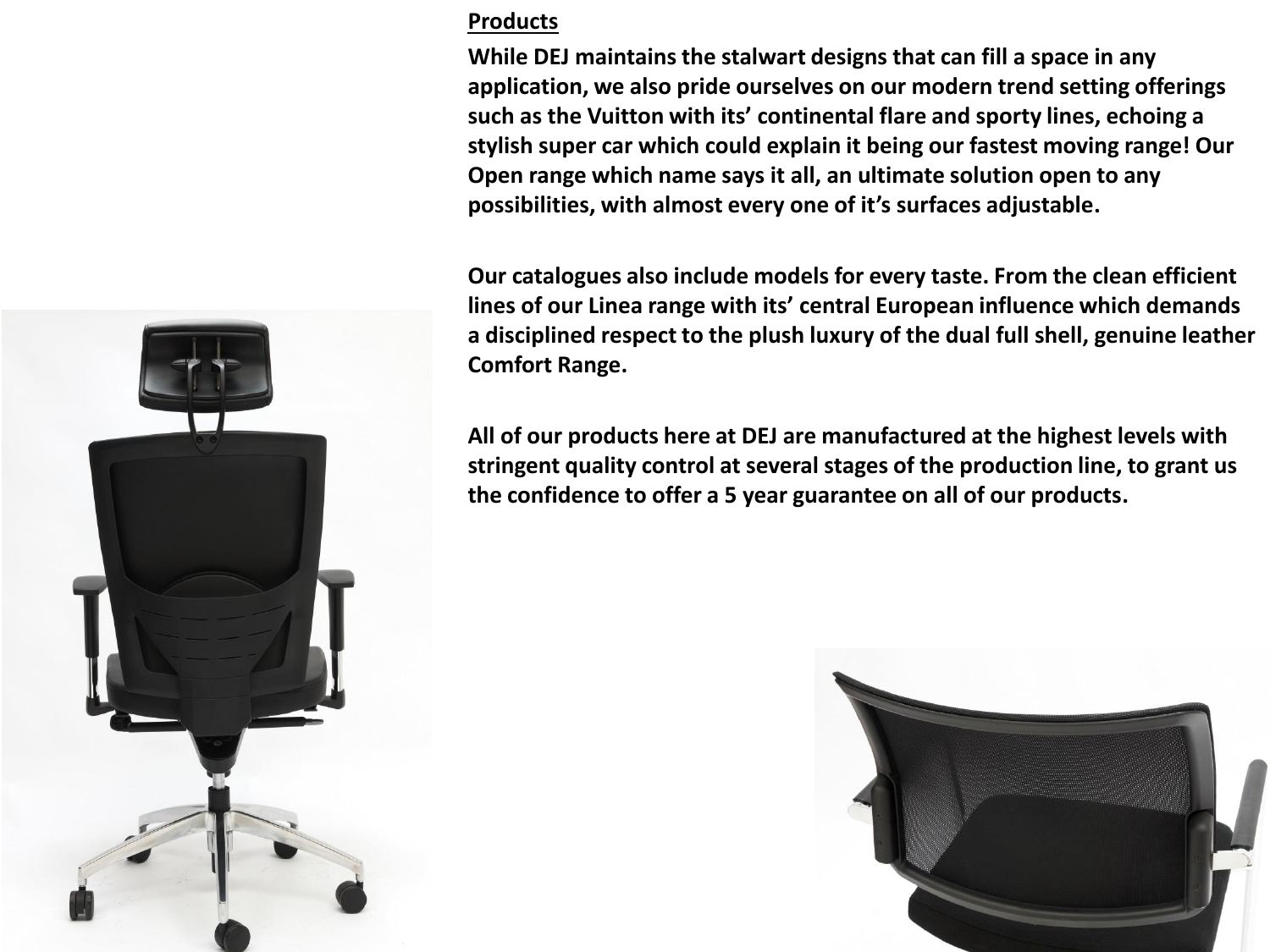## Products

**While DEJ maintains the stalwart designs that can fill a space in any application, we also pride ourselves on our modern trend setting offerings such as the Vuitton with its' continental flare and sporty lines, echoing a stylish super car which could explain it being our fastest moving range! Our Open range which name says it all, an ultimate solution open to any possibilities, with almost every one of it's surfaces adjustable.**

**Our catalogues also include models for every taste. From the clean efficient lines of our Linea range with its' central European influence which demands a disciplined respect to the plush luxury of the dual full shell, genuine leather Comfort Range.**

**All of our products here at DEJ are manufactured at the highest levels with stringent quality control at several stages of the production line, to grant us the confidence to offer a 5 year guarantee on all of our products.**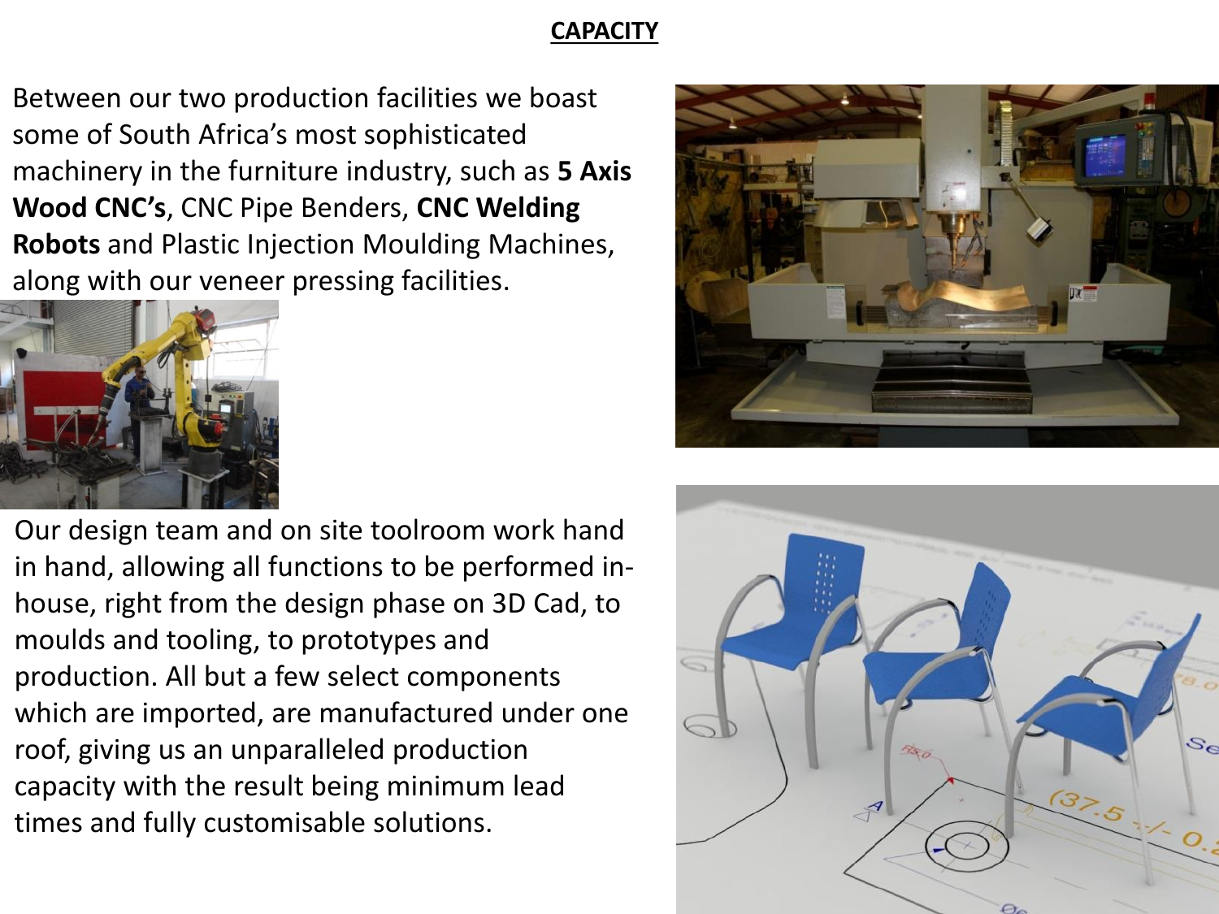# CAPACITY

Between our two production facilities we boast some of South Africa's most sophisticated machinery in the furniture industry, such as **5 Axis Wood CNC's**, CNC Pipe Benders, **CNC Welding Robots** and Plastic Injection Moulding Machines, along with our veneer pressing facilities.

Our design team and on site toolroom work hand in hand, allowing all functions to be performed in-house, right from the design phase on 3D Cad, to moulds and tooling, to prototypes and production. All but a few select components which are imported, are manufactured under one roof, giving us an unparalleled production capacity with the result being minimum lead times and fully customisable solutions.